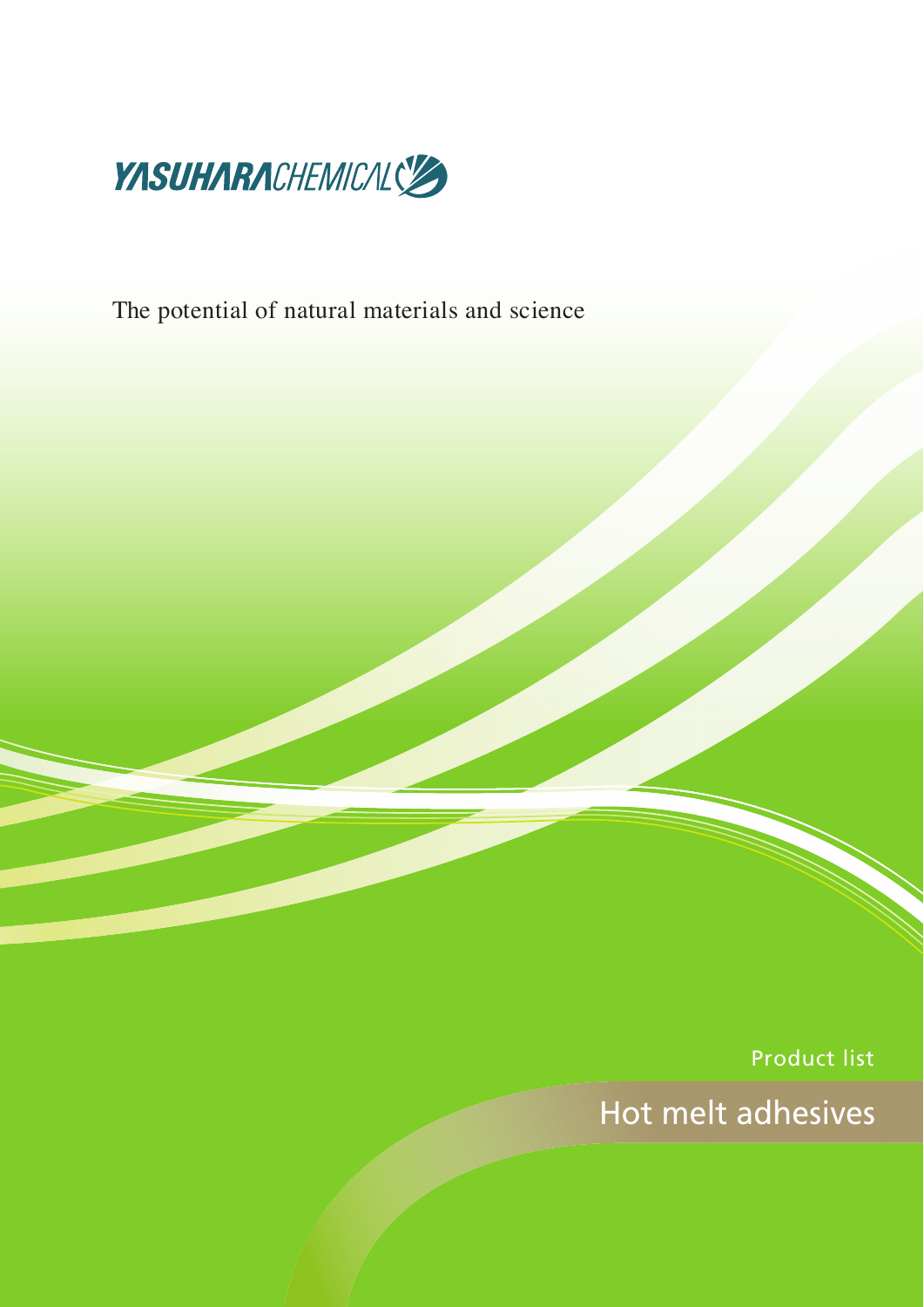YASUHARA CHEMICAL

The potential of natural materials and science

Product list

# Hot melt adhesives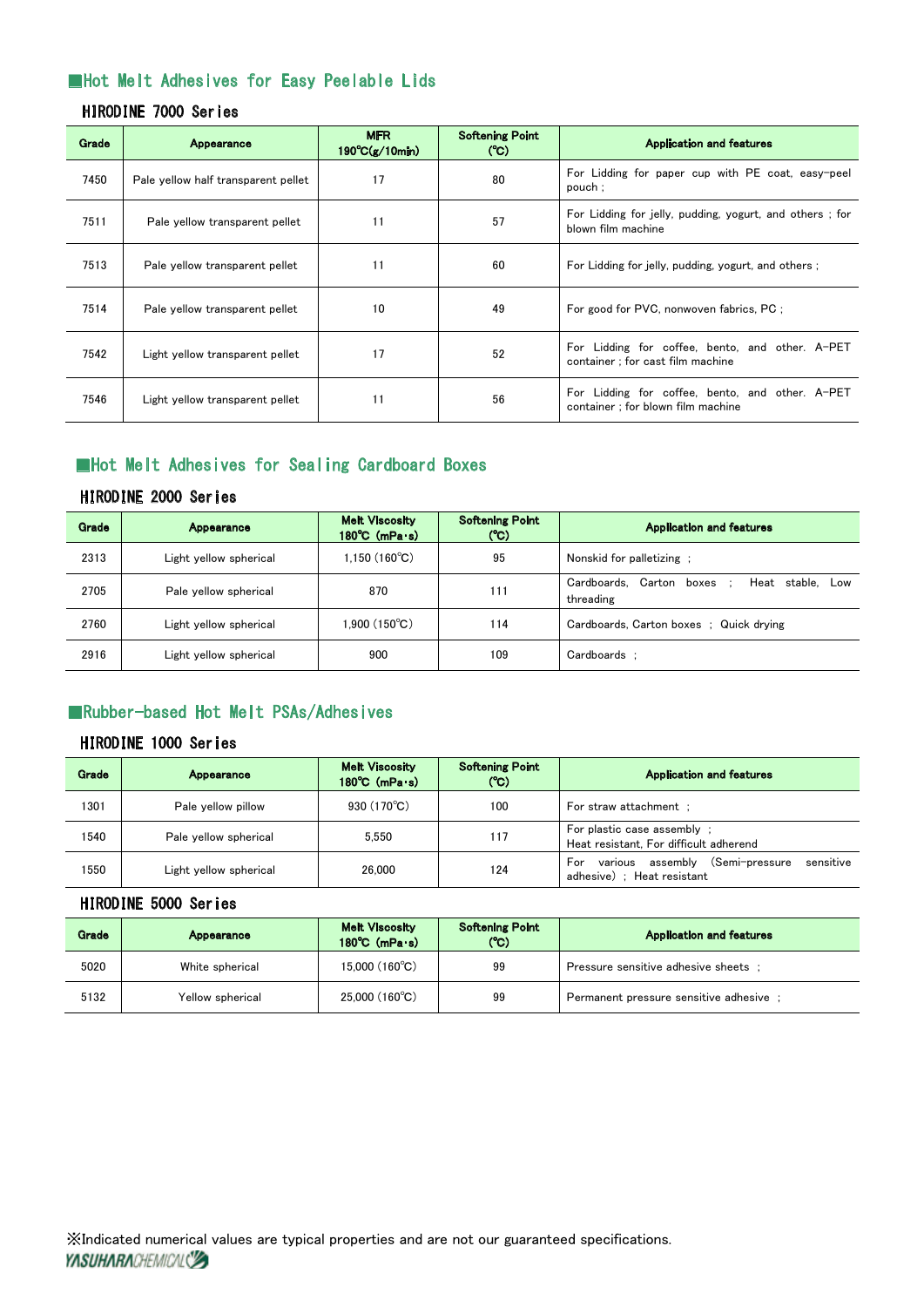## ■Hot Melt Adhesives for Easy Peelable Lids

### HIRODINE 7000 Series

| Grade | Appearance | MFR 190℃(g/10min) | Softening Point (℃) | Application and features |
|---|---|---|---|---|
| 7450 | Pale yellow half transparent pellet | 17 | 80 | For Lidding for paper cup with PE coat, easy-peel pouch ; |
| 7511 | Pale yellow transparent pellet | 11 | 57 | For Lidding for jelly, pudding, yogurt, and others ; for blown film machine |
| 7513 | Pale yellow transparent pellet | 11 | 60 | For Lidding for jelly, pudding, yogurt, and others ; |
| 7514 | Pale yellow transparent pellet | 10 | 49 | For good for PVC, nonwoven fabrics, PC ; |
| 7542 | Light yellow transparent pellet | 17 | 52 | For Lidding for coffee, bento, and other. A-PET container ; for cast film machine |
| 7546 | Light yellow transparent pellet | 11 | 56 | For Lidding for coffee, bento, and other. A-PET container ; for blown film machine |

## ■Hot Melt Adhesives for Sealing Cardboard Boxes

### HIRODINE 2000 Series

| Grade | Appearance | Melt Viscosity 180℃ (mPa·s) | Softening Point (℃) | Application and features |
|---|---|---|---|---|
| 2313 | Light yellow spherical | 1,150 (160℃) | 95 | Nonskid for palletizing ; |
| 2705 | Pale yellow spherical | 870 | 111 | Cardboards, Carton boxes ; Heat stable, Low threading |
| 2760 | Light yellow spherical | 1,900 (150℃) | 114 | Cardboards, Carton boxes ; Quick drying |
| 2916 | Light yellow spherical | 900 | 109 | Cardboards ; |

## ■Rubber-based Hot Melt PSAs/Adhesives

### HIRODINE 1000 Series

| Grade | Appearance | Melt Viscosity 180℃ (mPa·s) | Softening Point (℃) | Application and features |
|---|---|---|---|---|
| 1301 | Pale yellow pillow | 930 (170℃) | 100 | For straw attachment ; |
| 1540 | Pale yellow spherical | 5,550 | 117 | For plastic case assembly ; Heat resistant, For difficult adherend |
| 1550 | Light yellow spherical | 26,000 | 124 | For various assembly (Semi-pressure sensitive adhesive) ; Heat resistant |

### HIRODINE 5000 Series

| Grade | Appearance | Melt Viscosity 180℃ (mPa·s) | Softening Point (℃) | Application and features |
|---|---|---|---|---|
| 5020 | White spherical | 15,000 (160℃) | 99 | Pressure sensitive adhesive sheets ; |
| 5132 | Yellow spherical | 25,000 (160℃) | 99 | Permanent pressure sensitive adhesive ; |

※Indicated numerical values are typical properties and are not our guaranteed specifications.

YASUHARA CHEMICAL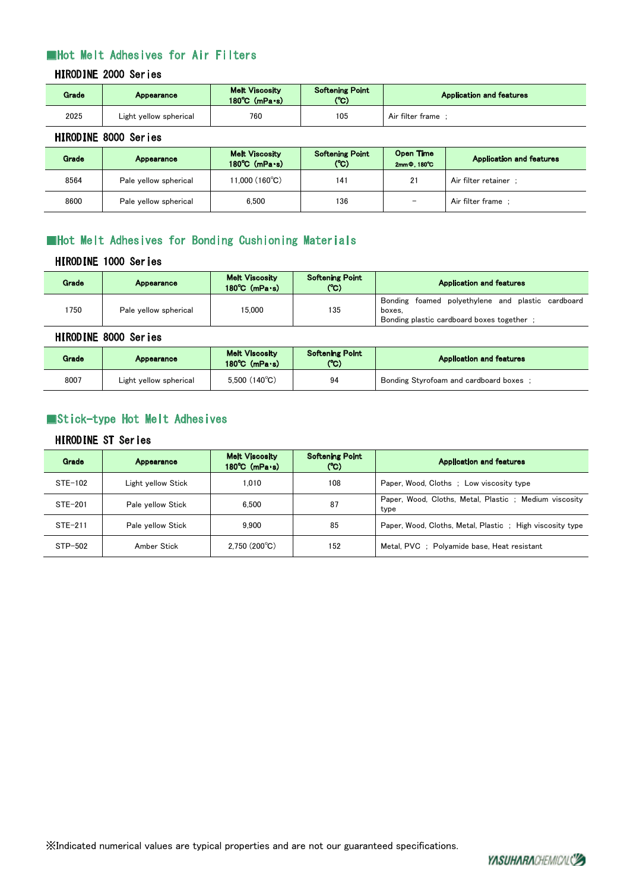## ■Hot Melt Adhesives for Air Filters

### HIRODINE 2000 Series

| Grade | Appearance | Melt Viscosity 180℃ (mPa･s) | Softening Point (℃) | Application and features |
|---|---|---|---|---|
| 2025 | Light yellow spherical | 760 | 105 | Air filter frame ; |

### HIRODINE 8000 Series

| Grade | Appearance | Melt Viscosity 180℃ (mPa･s) | Softening Point (℃) | Open Time 2mmΦ, 180℃ | Application and features |
|---|---|---|---|---|---|
| 8564 | Pale yellow spherical | 11,000 (160℃) | 141 | 21 | Air filter retainer ; |
| 8600 | Pale yellow spherical | 6,500 | 136 | − | Air filter frame ; |

## ■Hot Melt Adhesives for Bonding Cushioning Materials

### HIRODINE 1000 Series

| Grade | Appearance | Melt Viscosity 180℃ (mPa･s) | Softening Point (℃) | Application and features |
|---|---|---|---|---|
| 1750 | Pale yellow spherical | 15,000 | 135 | Bonding foamed polyethylene and plastic cardboard boxes, Bonding plastic cardboard boxes together ; |

### HIRODINE 8000 Series

| Grade | Appearance | Melt Viscosity 180℃ (mPa･s) | Softening Point (℃) | Application and features |
|---|---|---|---|---|
| 8007 | Light yellow spherical | 5,500 (140℃) | 94 | Bonding Styrofoam and cardboard boxes ; |

## ■Stick-type Hot Melt Adhesives

### HIRODINE ST Series

| Grade | Appearance | Melt Viscosity 180℃ (mPa･s) | Softening Point (℃) | Application and features |
|---|---|---|---|---|
| STE-102 | Light yellow Stick | 1,010 | 108 | Paper, Wood, Cloths ; Low viscosity type |
| STE-201 | Pale yellow Stick | 6,500 | 87 | Paper, Wood, Cloths, Metal, Plastic ; Medium viscosity type |
| STE-211 | Pale yellow Stick | 9,900 | 85 | Paper, Wood, Cloths, Metal, Plastic ; High viscosity type |
| STP-502 | Amber Stick | 2,750 (200℃) | 152 | Metal, PVC ; Polyamide base, Heat resistant |

※Indicated numerical values are typical properties and are not our guaranteed specifications.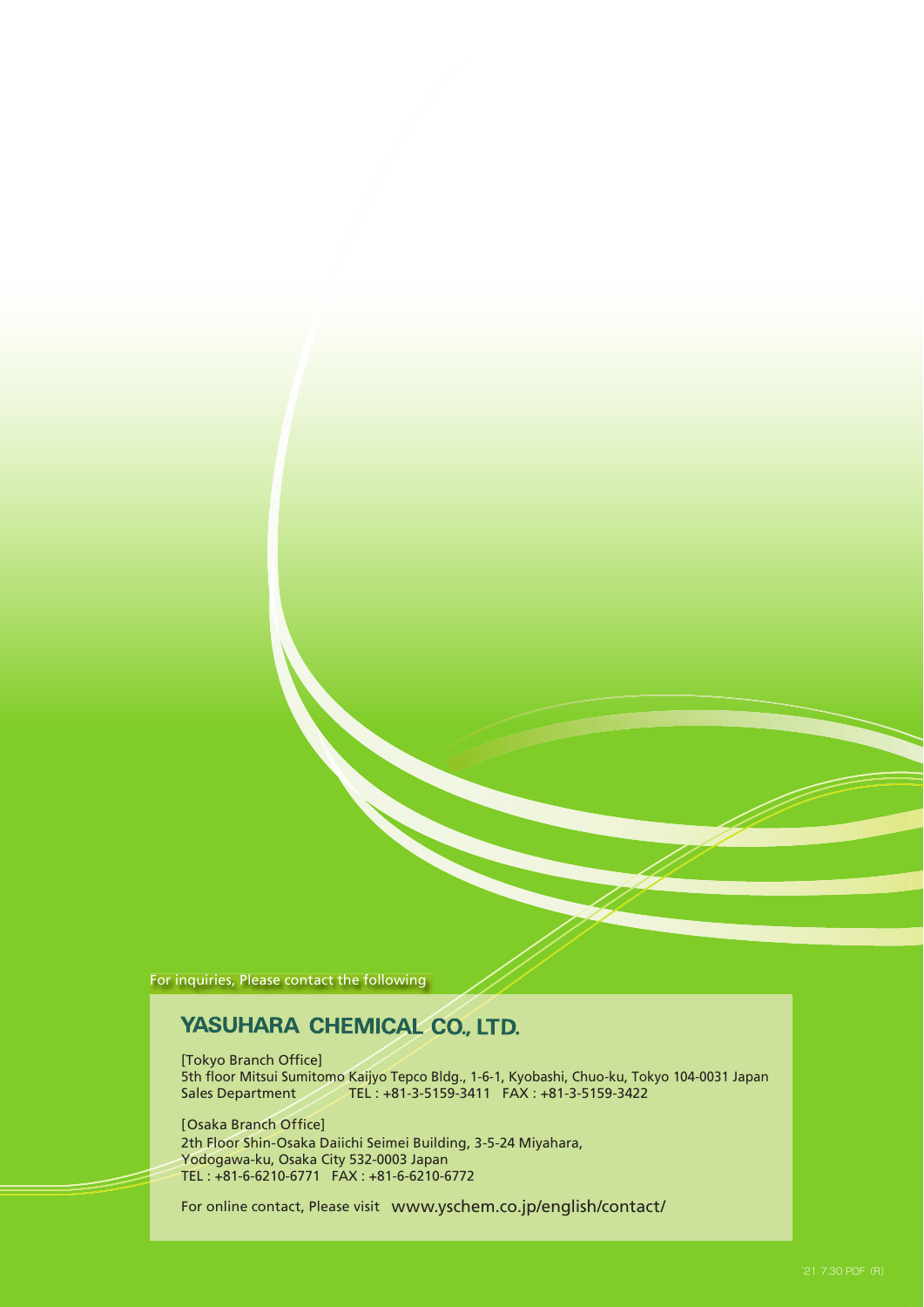For inquiries, Please contact the following

## YASUHARA CHEMICAL CO., LTD.

[Tokyo Branch Office]
5th floor Mitsui Sumitomo Kaijyo Tepco Bldg., 1-6-1, Kyobashi, Chuo-ku, Tokyo 104-0031 Japan
Sales Department TEL : +81-3-5159-3411 FAX : +81-3-5159-3422

[Osaka Branch Office]
2th Floor Shin-Osaka Daiichi Seimei Building, 3-5-24 Miyahara,
Yodogawa-ku, Osaka City 532-0003 Japan
TEL : +81-6-6210-6771 FAX : +81-6-6210-6772

For online contact, Please visit www.yschem.co.jp/english/contact/

`21 7.30 PDF (R)